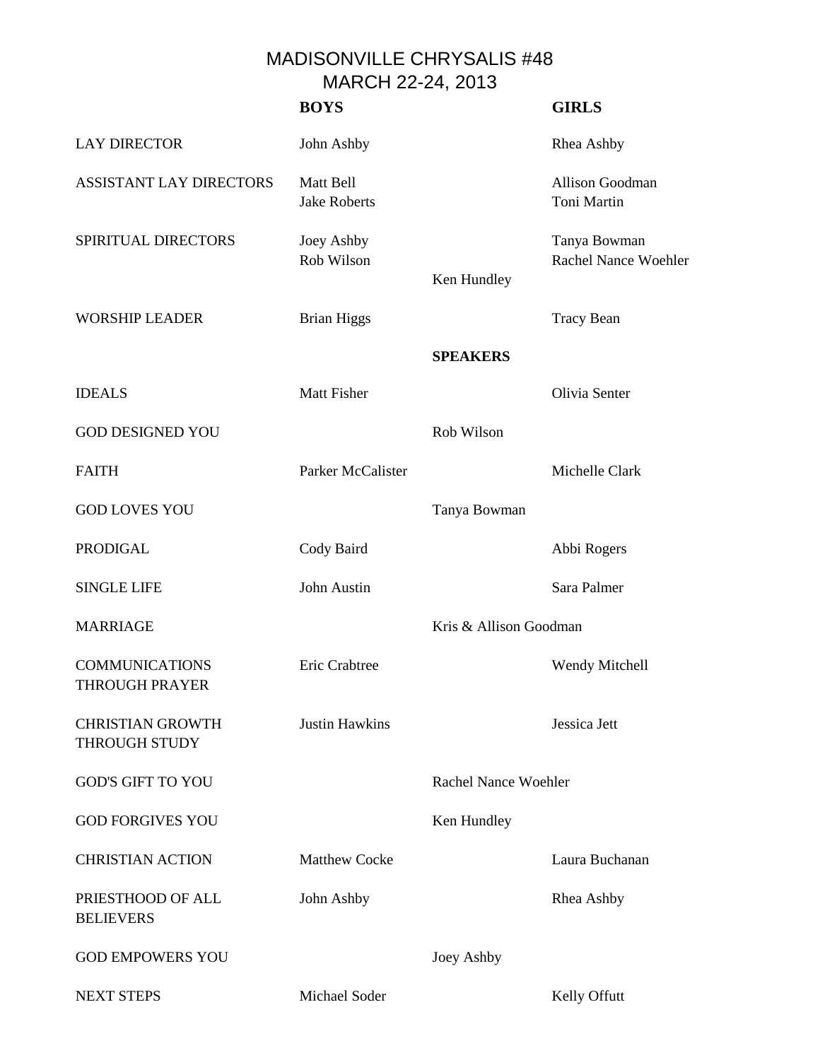# MADISONVILLE CHRYSALIS #48
## MARCH 22-24, 2013

| | BOYS | | GIRLS |
|---|---|---|---|
| LAY DIRECTOR | John Ashby | | Rhea Ashby |
| ASSISTANT LAY DIRECTORS | Matt Bell<br>Jake Roberts | | Allison Goodman<br>Toni Martin |
| SPIRITUAL DIRECTORS | Joey Ashby<br>Rob Wilson | Ken Hundley | Tanya Bowman<br>Rachel Nance Woehler |
| WORSHIP LEADER | Brian Higgs | | Tracy Bean |
| | | **SPEAKERS** | |
| IDEALS | Matt Fisher | | Olivia Senter |
| GOD DESIGNED YOU | | Rob Wilson | |
| FAITH | Parker McCalister | | Michelle Clark |
| GOD LOVES YOU | | Tanya Bowman | |
| PRODIGAL | Cody Baird | | Abbi Rogers |
| SINGLE LIFE | John Austin | | Sara Palmer |
| MARRIAGE | | Kris & Allison Goodman | |
| COMMUNICATIONS THROUGH PRAYER | Eric Crabtree | | Wendy Mitchell |
| CHRISTIAN GROWTH THROUGH STUDY | Justin Hawkins | | Jessica Jett |
| GOD'S GIFT TO YOU | | Rachel Nance Woehler | |
| GOD FORGIVES YOU | | Ken Hundley | |
| CHRISTIAN ACTION | Matthew Cocke | | Laura Buchanan |
| PRIESTHOOD OF ALL BELIEVERS | John Ashby | | Rhea Ashby |
| GOD EMPOWERS YOU | | Joey Ashby | |
| NEXT STEPS | Michael Soder | | Kelly Offutt |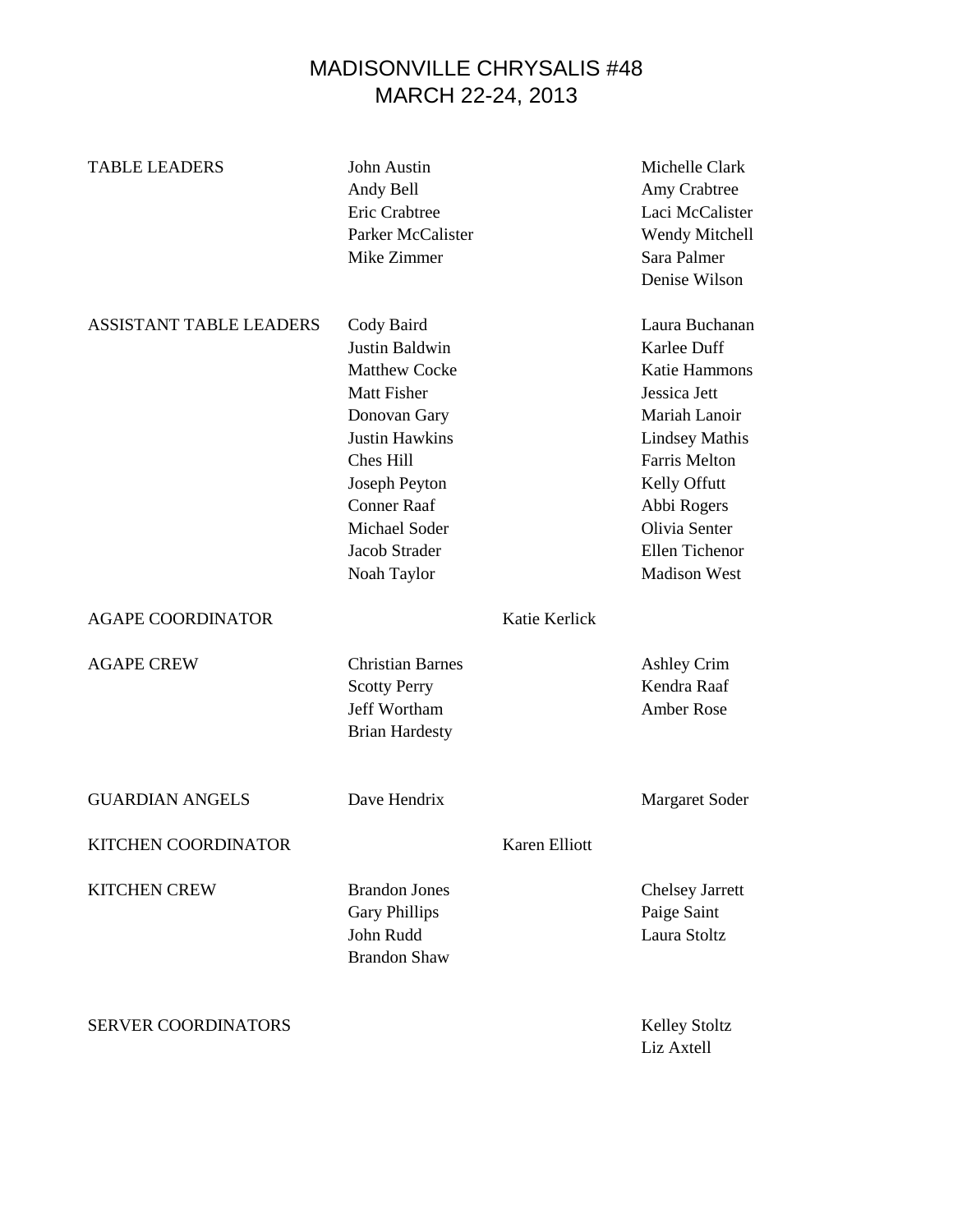# MADISONVILLE CHRYSALIS #48
# MARCH 22-24, 2013

| | | | |
|---|---|---|---|
| TABLE LEADERS | John Austin | | Michelle Clark |
| | Andy Bell | | Amy Crabtree |
| | Eric Crabtree | | Laci McCalister |
| | Parker McCalister | | Wendy Mitchell |
| | Mike Zimmer | | Sara Palmer |
| | | | Denise Wilson |
| ASSISTANT TABLE LEADERS | Cody Baird | | Laura Buchanan |
| | Justin Baldwin | | Karlee Duff |
| | Matthew Cocke | | Katie Hammons |
| | Matt Fisher | | Jessica Jett |
| | Donovan Gary | | Mariah Lanoir |
| | Justin Hawkins | | Lindsey Mathis |
| | Ches Hill | | Farris Melton |
| | Joseph Peyton | | Kelly Offutt |
| | Conner Raaf | | Abbi Rogers |
| | Michael Soder | | Olivia Senter |
| | Jacob Strader | | Ellen Tichenor |
| | Noah Taylor | | Madison West |
| AGAPE COORDINATOR | | Katie Kerlick | |
| AGAPE CREW | Christian Barnes | | Ashley Crim |
| | Scotty Perry | | Kendra Raaf |
| | Jeff Wortham | | Amber Rose |
| | Brian Hardesty | | |
| GUARDIAN ANGELS | Dave Hendrix | | Margaret Soder |
| KITCHEN COORDINATOR | | Karen Elliott | |
| KITCHEN CREW | Brandon Jones | | Chelsey Jarrett |
| | Gary Phillips | | Paige Saint |
| | John Rudd | | Laura Stoltz |
| | Brandon Shaw | | |
| SERVER COORDINATORS | | | Kelley Stoltz |
| | | | Liz Axtell |